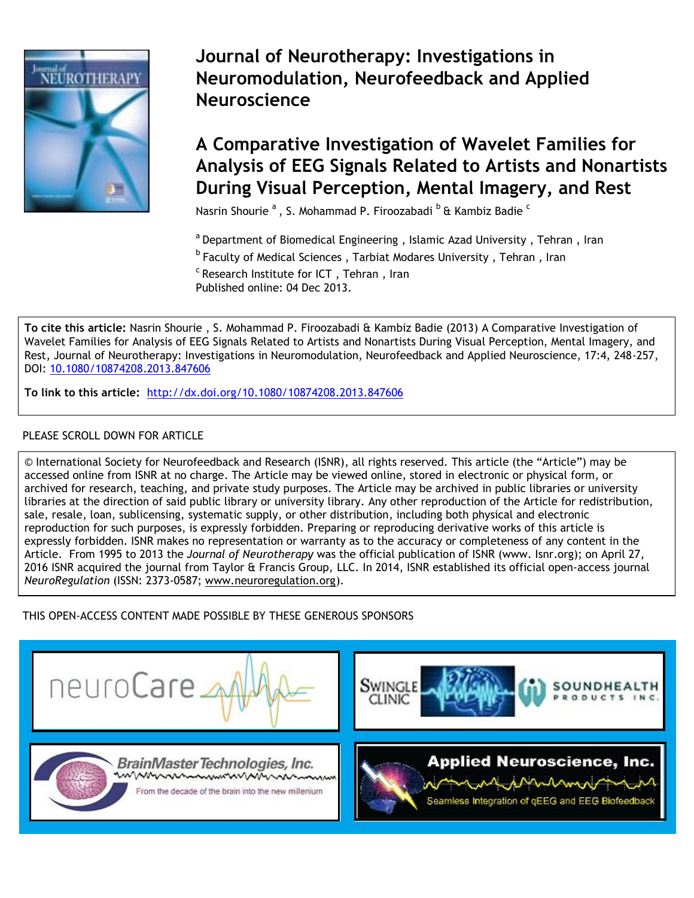# Journal of Neurotherapy: Investigations in Neuromodulation, Neurofeedback and Applied Neuroscience

## A Comparative Investigation of Wavelet Families for Analysis of EEG Signals Related to Artists and Nonartists During Visual Perception, Mental Imagery, and Rest

Nasrin Shourie [a], S. Mohammad P. Firoozabadi [b] & Kambiz Badie [c]

[a] Department of Biomedical Engineering, Islamic Azad University, Tehran, Iran

[b] Faculty of Medical Sciences, Tarbiat Modares University, Tehran, Iran

[c] Research Institute for ICT, Tehran, Iran

Published online: 04 Dec 2013.

**To cite this article:** Nasrin Shourie, S. Mohammad P. Firoozabadi & Kambiz Badie (2013) A Comparative Investigation of Wavelet Families for Analysis of EEG Signals Related to Artists and Nonartists During Visual Perception, Mental Imagery, and Rest, Journal of Neurotherapy: Investigations in Neuromodulation, Neurofeedback and Applied Neuroscience, 17:4, 248-257, DOI: 10.1080/10874208.2013.847606

**To link to this article:** http://dx.doi.org/10.1080/10874208.2013.847606

PLEASE SCROLL DOWN FOR ARTICLE

© International Society for Neurofeedback and Research (ISNR), all rights reserved. This article (the "Article") may be accessed online from ISNR at no charge. The Article may be viewed online, stored in electronic or physical form, or archived for research, teaching, and private study purposes. The Article may be archived in public libraries or university libraries at the direction of said public library or university library. Any other reproduction of the Article for redistribution, sale, resale, loan, sublicensing, systematic supply, or other distribution, including both physical and electronic reproduction for such purposes, is expressly forbidden. Preparing or reproducing derivative works of this article is expressly forbidden. ISNR makes no representation or warranty as to the accuracy or completeness of any content in the Article. From 1995 to 2013 the *Journal of Neurotherapy* was the official publication of ISNR (www. Isnr.org); on April 27, 2016 ISNR acquired the journal from Taylor & Francis Group, LLC. In 2014, ISNR established its official open-access journal *NeuroRegulation* (ISSN: 2373-0587; www.neuroregulation.org).

THIS OPEN-ACCESS CONTENT MADE POSSIBLE BY THESE GENEROUS SPONSORS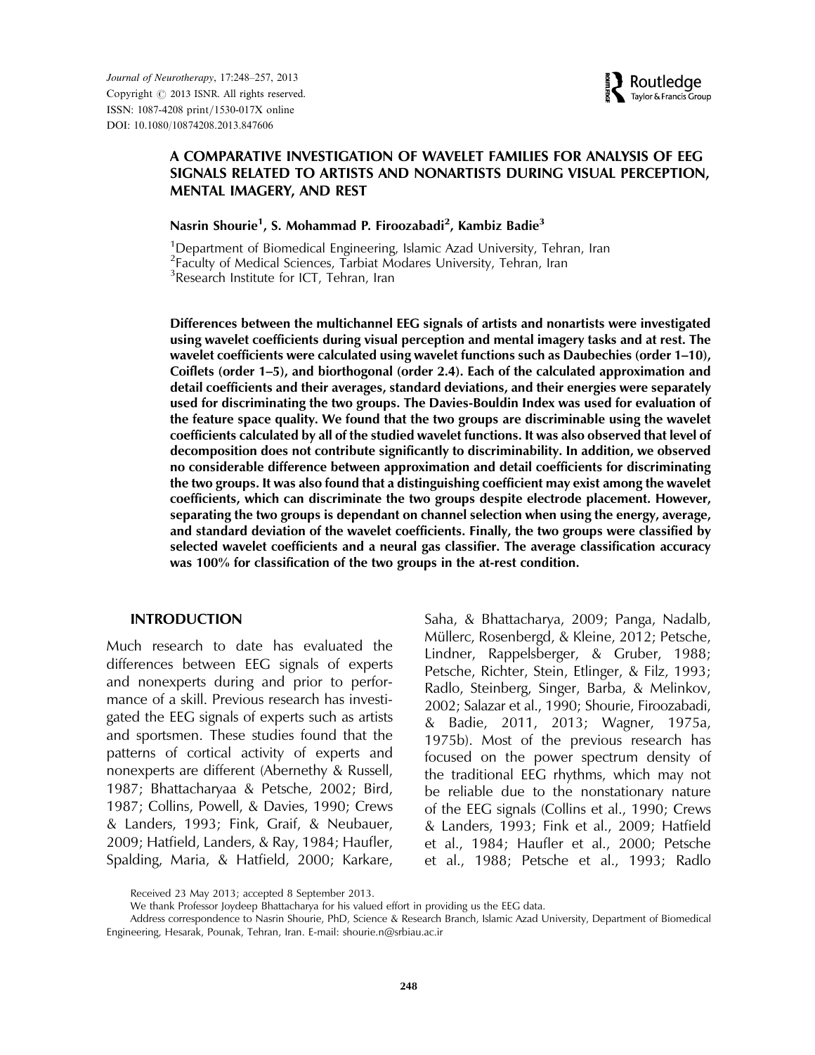# A COMPARATIVE INVESTIGATION OF WAVELET FAMILIES FOR ANALYSIS OF EEG SIGNALS RELATED TO ARTISTS AND NONARTISTS DURING VISUAL PERCEPTION, MENTAL IMAGERY, AND REST

**Nasrin Shourie[1], S. Mohammad P. Firoozabadi[2], Kambiz Badie[3]**

[1]Department of Biomedical Engineering, Islamic Azad University, Tehran, Iran
[2]Faculty of Medical Sciences, Tarbiat Modares University, Tehran, Iran
[3]Research Institute for ICT, Tehran, Iran

**Differences between the multichannel EEG signals of artists and nonartists were investigated using wavelet coefficients during visual perception and mental imagery tasks and at rest. The wavelet coefficients were calculated using wavelet functions such as Daubechies (order 1–10), Coiflets (order 1–5), and biorthogonal (order 2.4). Each of the calculated approximation and detail coefficients and their averages, standard deviations, and their energies were separately used for discriminating the two groups. The Davies-Bouldin Index was used for evaluation of the feature space quality. We found that the two groups are discriminable using the wavelet coefficients calculated by all of the studied wavelet functions. It was also observed that level of decomposition does not contribute significantly to discriminability. In addition, we observed no considerable difference between approximation and detail coefficients for discriminating the two groups. It was also found that a distinguishing coefficient may exist among the wavelet coefficients, which can discriminate the two groups despite electrode placement. However, separating the two groups is dependant on channel selection when using the energy, average, and standard deviation of the wavelet coefficients. Finally, the two groups were classified by selected wavelet coefficients and a neural gas classifier. The average classification accuracy was 100% for classification of the two groups in the at-rest condition.**

## INTRODUCTION

Much research to date has evaluated the differences between EEG signals of experts and nonexperts during and prior to performance of a skill. Previous research has investigated the EEG signals of experts such as artists and sportsmen. These studies found that the patterns of cortical activity of experts and nonexperts are different (Abernethy & Russell, 1987; Bhattacharyaa & Petsche, 2002; Bird, 1987; Collins, Powell, & Davies, 1990; Crews & Landers, 1993; Fink, Graif, & Neubauer, 2009; Hatfield, Landers, & Ray, 1984; Haufler, Spalding, Maria, & Hatfield, 2000; Karkare, Saha, & Bhattacharya, 2009; Panga, Nadalb, Müllerc, Rosenbergd, & Kleine, 2012; Petsche, Lindner, Rappelsberger, & Gruber, 1988; Petsche, Richter, Stein, Etlinger, & Filz, 1993; Radlo, Steinberg, Singer, Barba, & Melinkov, 2002; Salazar et al., 1990; Shourie, Firoozabadi, & Badie, 2011, 2013; Wagner, 1975a, 1975b). Most of the previous research has focused on the power spectrum density of the traditional EEG rhythms, which may not be reliable due to the nonstationary nature of the EEG signals (Collins et al., 1990; Crews & Landers, 1993; Fink et al., 2009; Hatfield et al., 1984; Haufler et al., 2000; Petsche et al., 1988; Petsche et al., 1993; Radlo

Received 23 May 2013; accepted 8 September 2013.

We thank Professor Joydeep Bhattacharya for his valued effort in providing us the EEG data.

Address correspondence to Nasrin Shourie, PhD, Science & Research Branch, Islamic Azad University, Department of Biomedical Engineering, Hesarak, Pounak, Tehran, Iran. E-mail: shourie.n@srbiau.ac.ir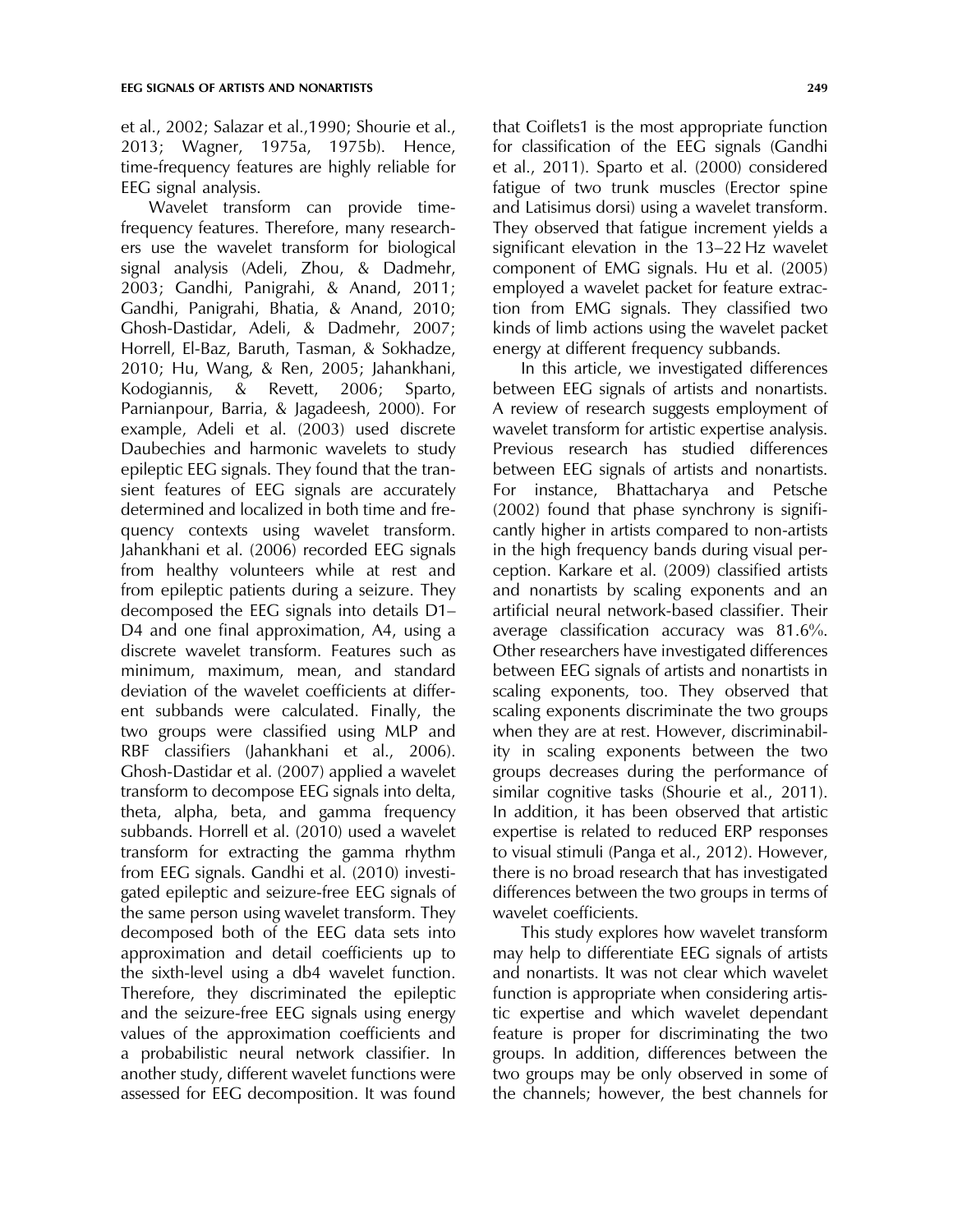et al., 2002; Salazar et al.,1990; Shourie et al., 2013; Wagner, 1975a, 1975b). Hence, time-frequency features are highly reliable for EEG signal analysis.

Wavelet transform can provide time-frequency features. Therefore, many researchers use the wavelet transform for biological signal analysis (Adeli, Zhou, & Dadmehr, 2003; Gandhi, Panigrahi, & Anand, 2011; Gandhi, Panigrahi, Bhatia, & Anand, 2010; Ghosh-Dastidar, Adeli, & Dadmehr, 2007; Horrell, El-Baz, Baruth, Tasman, & Sokhadze, 2010; Hu, Wang, & Ren, 2005; Jahankhani, Kodogiannis, & Revett, 2006; Sparto, Parnianpour, Barria, & Jagadeesh, 2000). For example, Adeli et al. (2003) used discrete Daubechies and harmonic wavelets to study epileptic EEG signals. They found that the transient features of EEG signals are accurately determined and localized in both time and frequency contexts using wavelet transform. Jahankhani et al. (2006) recorded EEG signals from healthy volunteers while at rest and from epileptic patients during a seizure. They decomposed the EEG signals into details D1–D4 and one final approximation, A4, using a discrete wavelet transform. Features such as minimum, maximum, mean, and standard deviation of the wavelet coefficients at different subbands were calculated. Finally, the two groups were classified using MLP and RBF classifiers (Jahankhani et al., 2006). Ghosh-Dastidar et al. (2007) applied a wavelet transform to decompose EEG signals into delta, theta, alpha, beta, and gamma frequency subbands. Horrell et al. (2010) used a wavelet transform for extracting the gamma rhythm from EEG signals. Gandhi et al. (2010) investigated epileptic and seizure-free EEG signals of the same person using wavelet transform. They decomposed both of the EEG data sets into approximation and detail coefficients up to the sixth-level using a db4 wavelet function. Therefore, they discriminated the epileptic and the seizure-free EEG signals using energy values of the approximation coefficients and a probabilistic neural network classifier. In another study, different wavelet functions were assessed for EEG decomposition. It was found that Coiflets1 is the most appropriate function for classification of the EEG signals (Gandhi et al., 2011). Sparto et al. (2000) considered fatigue of two trunk muscles (Erector spine and Latisimus dorsi) using a wavelet transform. They observed that fatigue increment yields a significant elevation in the 13–22 Hz wavelet component of EMG signals. Hu et al. (2005) employed a wavelet packet for feature extraction from EMG signals. They classified two kinds of limb actions using the wavelet packet energy at different frequency subbands.

In this article, we investigated differences between EEG signals of artists and nonartists. A review of research suggests employment of wavelet transform for artistic expertise analysis. Previous research has studied differences between EEG signals of artists and nonartists. For instance, Bhattacharya and Petsche (2002) found that phase synchrony is significantly higher in artists compared to non-artists in the high frequency bands during visual perception. Karkare et al. (2009) classified artists and nonartists by scaling exponents and an artificial neural network-based classifier. Their average classification accuracy was 81.6%. Other researchers have investigated differences between EEG signals of artists and nonartists in scaling exponents, too. They observed that scaling exponents discriminate the two groups when they are at rest. However, discriminability in scaling exponents between the two groups decreases during the performance of similar cognitive tasks (Shourie et al., 2011). In addition, it has been observed that artistic expertise is related to reduced ERP responses to visual stimuli (Panga et al., 2012). However, there is no broad research that has investigated differences between the two groups in terms of wavelet coefficients.

This study explores how wavelet transform may help to differentiate EEG signals of artists and nonartists. It was not clear which wavelet function is appropriate when considering artistic expertise and which wavelet dependant feature is proper for discriminating the two groups. In addition, differences between the two groups may be only observed in some of the channels; however, the best channels for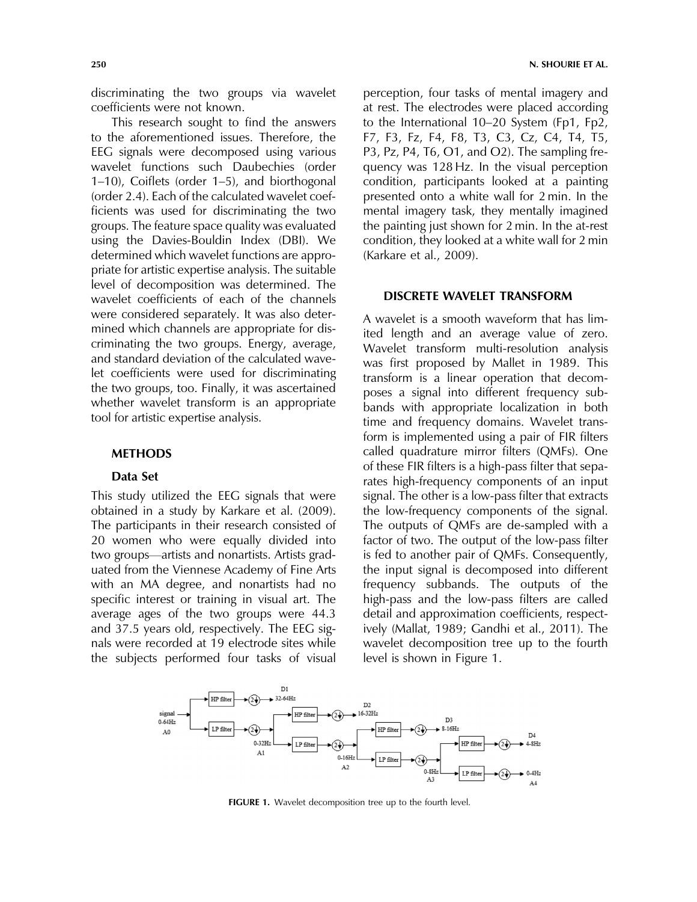discriminating the two groups via wavelet coefficients were not known.

This research sought to find the answers to the aforementioned issues. Therefore, the EEG signals were decomposed using various wavelet functions such Daubechies (order 1–10), Coiflets (order 1–5), and biorthogonal (order 2.4). Each of the calculated wavelet coefficients was used for discriminating the two groups. The feature space quality was evaluated using the Davies-Bouldin Index (DBI). We determined which wavelet functions are appropriate for artistic expertise analysis. The suitable level of decomposition was determined. The wavelet coefficients of each of the channels were considered separately. It was also determined which channels are appropriate for discriminating the two groups. Energy, average, and standard deviation of the calculated wavelet coefficients were used for discriminating the two groups, too. Finally, it was ascertained whether wavelet transform is an appropriate tool for artistic expertise analysis.

## METHODS

### Data Set

This study utilized the EEG signals that were obtained in a study by Karkare et al. (2009). The participants in their research consisted of 20 women who were equally divided into two groups—artists and nonartists. Artists graduated from the Viennese Academy of Fine Arts with an MA degree, and nonartists had no specific interest or training in visual art. The average ages of the two groups were 44.3 and 37.5 years old, respectively. The EEG signals were recorded at 19 electrode sites while the subjects performed four tasks of visual perception, four tasks of mental imagery and at rest. The electrodes were placed according to the International 10–20 System (Fp1, Fp2, F7, F3, Fz, F4, F8, T3, C3, Cz, C4, T4, T5, P3, Pz, P4, T6, O1, and O2). The sampling frequency was 128 Hz. In the visual perception condition, participants looked at a painting presented onto a white wall for 2 min. In the mental imagery task, they mentally imagined the painting just shown for 2 min. In the at-rest condition, they looked at a white wall for 2 min (Karkare et al., 2009).

## DISCRETE WAVELET TRANSFORM

A wavelet is a smooth waveform that has limited length and an average value of zero. Wavelet transform multi-resolution analysis was first proposed by Mallet in 1989. This transform is a linear operation that decomposes a signal into different frequency subbands with appropriate localization in both time and frequency domains. Wavelet transform is implemented using a pair of FIR filters called quadrature mirror filters (QMFs). One of these FIR filters is a high-pass filter that separates high-frequency components of an input signal. The other is a low-pass filter that extracts the low-frequency components of the signal. The outputs of QMFs are de-sampled with a factor of two. The output of the low-pass filter is fed to another pair of QMFs. Consequently, the input signal is decomposed into different frequency subbands. The outputs of the high-pass and the low-pass filters are called detail and approximation coefficients, respectively (Mallat, 1989; Gandhi et al., 2011). The wavelet decomposition tree up to the fourth level is shown in Figure 1.

**FIGURE 1.** Wavelet decomposition tree up to the fourth level.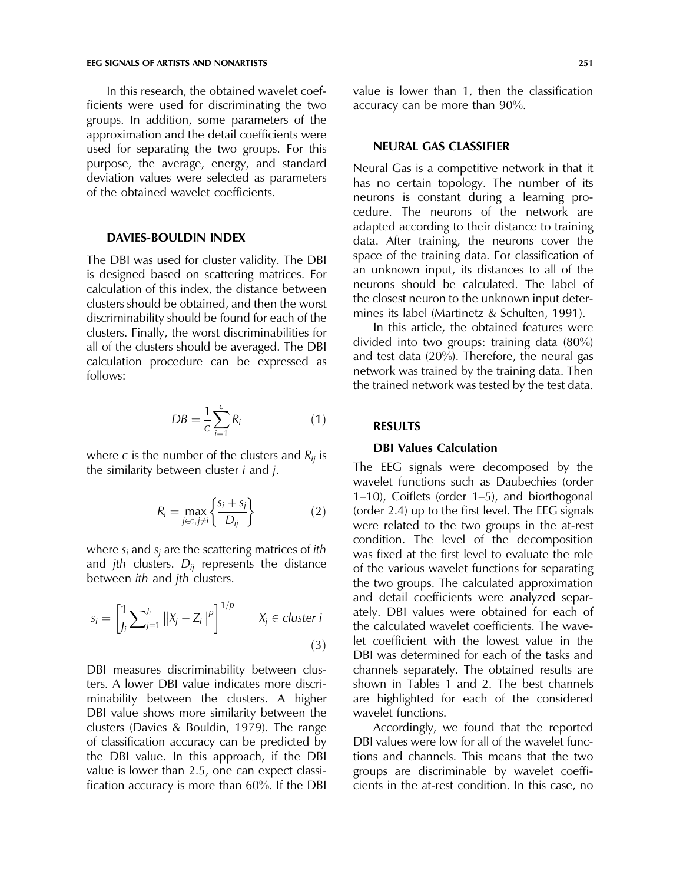In this research, the obtained wavelet coefficients were used for discriminating the two groups. In addition, some parameters of the approximation and the detail coefficients were used for separating the two groups. For this purpose, the average, energy, and standard deviation values were selected as parameters of the obtained wavelet coefficients.

## DAVIES-BOULDIN INDEX

The DBI was used for cluster validity. The DBI is designed based on scattering matrices. For calculation of this index, the distance between clusters should be obtained, and then the worst discriminability should be found for each of the clusters. Finally, the worst discriminabilities for all of the clusters should be averaged. The DBI calculation procedure can be expressed as follows:

$$DB = \frac{1}{c}\sum_{i=1}^{c} R_i \tag{1}$$

where $c$ is the number of the clusters and $R_{ij}$ is the similarity between cluster $i$ and $j$.

$$R_i = \max_{j \in c, j \neq i} \left\{ \frac{s_i + s_j}{D_{ij}} \right\} \tag{2}$$

where $s_i$ and $s_j$ are the scattering matrices of *ith* and *jth* clusters. $D_{ij}$ represents the distance between *ith* and *jth* clusters.

$$s_i = \left[ \frac{1}{J_i} \sum\nolimits_{j=1}^{J_i} \left\| X_j - Z_i \right\|^p \right]^{1/p} \qquad X_j \in cluster\ i \tag{3}$$

DBI measures discriminability between clusters. A lower DBI value indicates more discriminability between the clusters. A higher DBI value shows more similarity between the clusters (Davies & Bouldin, 1979). The range of classification accuracy can be predicted by the DBI value. In this approach, if the DBI value is lower than 2.5, one can expect classification accuracy is more than 60%. If the DBI value is lower than 1, then the classification accuracy can be more than 90%.

## NEURAL GAS CLASSIFIER

Neural Gas is a competitive network in that it has no certain topology. The number of its neurons is constant during a learning procedure. The neurons of the network are adapted according to their distance to training data. After training, the neurons cover the space of the training data. For classification of an unknown input, its distances to all of the neurons should be calculated. The label of the closest neuron to the unknown input determines its label (Martinetz & Schulten, 1991).

In this article, the obtained features were divided into two groups: training data (80%) and test data (20%). Therefore, the neural gas network was trained by the training data. Then the trained network was tested by the test data.

## RESULTS

### DBI Values Calculation

The EEG signals were decomposed by the wavelet functions such as Daubechies (order 1–10), Coiflets (order 1–5), and biorthogonal (order 2.4) up to the first level. The EEG signals were related to the two groups in the at-rest condition. The level of the decomposition was fixed at the first level to evaluate the role of the various wavelet functions for separating the two groups. The calculated approximation and detail coefficients were analyzed separately. DBI values were obtained for each of the calculated wavelet coefficients. The wavelet coefficient with the lowest value in the DBI was determined for each of the tasks and channels separately. The obtained results are shown in Tables 1 and 2. The best channels are highlighted for each of the considered wavelet functions.

Accordingly, we found that the reported DBI values were low for all of the wavelet functions and channels. This means that the two groups are discriminable by wavelet coefficients in the at-rest condition. In this case, no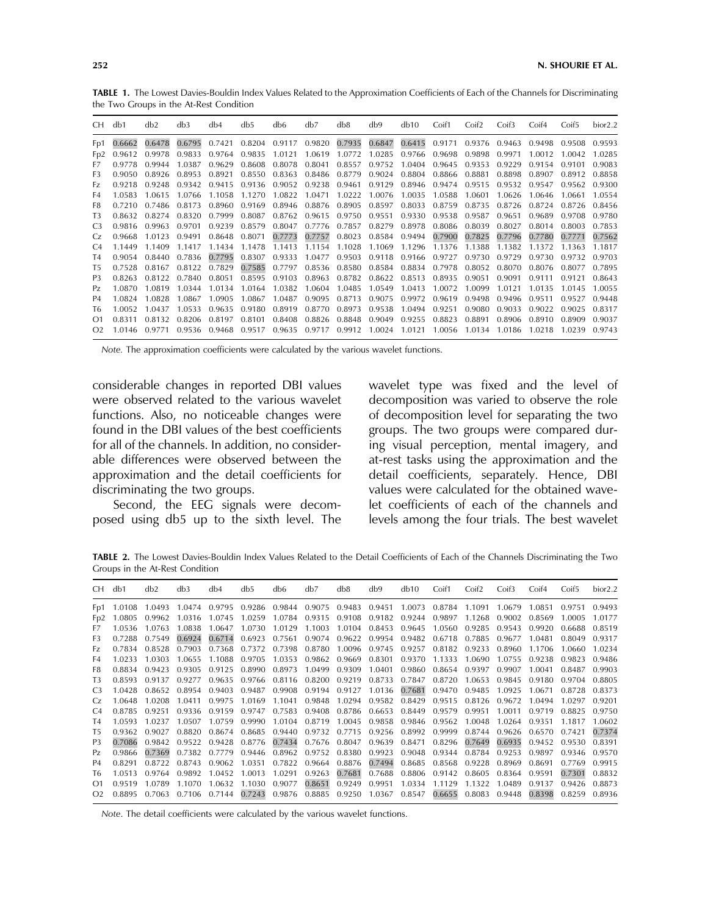**TABLE 1.** The Lowest Davies-Bouldin Index Values Related to the Approximation Coefficients of Each of the Channels for Discriminating the Two Groups in the At-Rest Condition

| CH | db1 | db2 | db3 | db4 | db5 | db6 | db7 | db8 | db9 | db10 | Coif1 | Coif2 | Coif3 | Coif4 | Coif5 | bior2.2 |
|---|---|---|---|---|---|---|---|---|---|---|---|---|---|---|---|---|
| Fp1 | 0.6662 | 0.6478 | 0.6795 | 0.7421 | 0.8204 | 0.9117 | 0.9820 | 0.7935 | 0.6847 | 0.6415 | 0.9171 | 0.9376 | 0.9463 | 0.9498 | 0.9508 | 0.9593 |
| Fp2 | 0.9612 | 0.9978 | 0.9833 | 0.9764 | 0.9835 | 1.0121 | 1.0619 | 1.0772 | 1.0285 | 0.9766 | 0.9698 | 0.9898 | 0.9971 | 1.0012 | 1.0042 | 1.0285 |
| F7 | 0.9778 | 0.9944 | 1.0387 | 0.9629 | 0.8608 | 0.8078 | 0.8041 | 0.8557 | 0.9752 | 1.0404 | 0.9645 | 0.9353 | 0.9229 | 0.9154 | 0.9101 | 0.9083 |
| F3 | 0.9050 | 0.8926 | 0.8953 | 0.8921 | 0.8550 | 0.8363 | 0.8486 | 0.8779 | 0.9024 | 0.8804 | 0.8866 | 0.8881 | 0.8898 | 0.8907 | 0.8912 | 0.8858 |
| Fz | 0.9218 | 0.9248 | 0.9342 | 0.9415 | 0.9136 | 0.9052 | 0.9238 | 0.9461 | 0.9129 | 0.8946 | 0.9474 | 0.9515 | 0.9532 | 0.9547 | 0.9562 | 0.9300 |
| F4 | 1.0583 | 1.0615 | 1.0766 | 1.1058 | 1.1270 | 1.0822 | 1.0471 | 1.0222 | 1.0076 | 1.0035 | 1.0588 | 1.0601 | 1.0626 | 1.0646 | 1.0661 | 1.0554 |
| F8 | 0.7210 | 0.7486 | 0.8173 | 0.8960 | 0.9169 | 0.8946 | 0.8876 | 0.8905 | 0.8597 | 0.8033 | 0.8759 | 0.8735 | 0.8726 | 0.8724 | 0.8726 | 0.8456 |
| T3 | 0.8632 | 0.8274 | 0.8320 | 0.7999 | 0.8087 | 0.8762 | 0.9615 | 0.9750 | 0.9551 | 0.9330 | 0.9538 | 0.9587 | 0.9651 | 0.9689 | 0.9708 | 0.9780 |
| C3 | 0.9816 | 0.9963 | 0.9701 | 0.9239 | 0.8579 | 0.8047 | 0.7776 | 0.7857 | 0.8279 | 0.8978 | 0.8086 | 0.8039 | 0.8027 | 0.8014 | 0.8003 | 0.7853 |
| Cz | 0.9668 | 1.0123 | 0.9491 | 0.8648 | 0.8071 | 0.7773 | 0.7757 | 0.8023 | 0.8584 | 0.9494 | 0.7900 | 0.7825 | 0.7796 | 0.7780 | 0.7771 | 0.7562 |
| C4 | 1.1449 | 1.1409 | 1.1417 | 1.1434 | 1.1478 | 1.1413 | 1.1154 | 1.1028 | 1.1069 | 1.1296 | 1.1376 | 1.1388 | 1.1382 | 1.1372 | 1.1363 | 1.1817 |
| T4 | 0.9054 | 0.8440 | 0.7836 | 0.7795 | 0.8307 | 0.9333 | 1.0477 | 0.9503 | 0.9118 | 0.9166 | 0.9727 | 0.9730 | 0.9729 | 0.9730 | 0.9732 | 0.9703 |
| T5 | 0.7528 | 0.8167 | 0.8122 | 0.7829 | 0.7585 | 0.7797 | 0.8536 | 0.8580 | 0.8584 | 0.8834 | 0.7978 | 0.8052 | 0.8070 | 0.8076 | 0.8077 | 0.7895 |
| P3 | 0.8263 | 0.8122 | 0.7840 | 0.8051 | 0.8595 | 0.9103 | 0.8963 | 0.8782 | 0.8622 | 0.8513 | 0.8935 | 0.9051 | 0.9091 | 0.9111 | 0.9121 | 0.8643 |
| Pz | 1.0870 | 1.0819 | 1.0344 | 1.0134 | 1.0164 | 1.0382 | 1.0604 | 1.0485 | 1.0549 | 1.0413 | 1.0072 | 1.0099 | 1.0121 | 1.0135 | 1.0145 | 1.0055 |
| P4 | 1.0824 | 1.0828 | 1.0867 | 1.0905 | 1.0867 | 1.0487 | 0.9095 | 0.8713 | 0.9075 | 0.9972 | 0.9619 | 0.9498 | 0.9496 | 0.9511 | 0.9527 | 0.9448 |
| T6 | 1.0052 | 1.0437 | 1.0533 | 0.9635 | 0.9180 | 0.8919 | 0.8770 | 0.8973 | 0.9538 | 1.0494 | 0.9251 | 0.9080 | 0.9033 | 0.9022 | 0.9025 | 0.8317 |
| O1 | 0.8311 | 0.8132 | 0.8206 | 0.8197 | 0.8101 | 0.8408 | 0.8826 | 0.8848 | 0.9049 | 0.9255 | 0.8823 | 0.8891 | 0.8906 | 0.8910 | 0.8909 | 0.9037 |
| O2 | 1.0146 | 0.9771 | 0.9536 | 0.9468 | 0.9517 | 0.9635 | 0.9717 | 0.9912 | 1.0024 | 1.0121 | 1.0056 | 1.0134 | 1.0186 | 1.0218 | 1.0239 | 0.9743 |

*Note.* The approximation coefficients were calculated by the various wavelet functions.

considerable changes in reported DBI values were observed related to the various wavelet functions. Also, no noticeable changes were found in the DBI values of the best coefficients for all of the channels. In addition, no considerable differences were observed between the approximation and the detail coefficients for discriminating the two groups.

Second, the EEG signals were decomposed using db5 up to the sixth level. The wavelet type was fixed and the level of decomposition was varied to observe the role of decomposition level for separating the two groups. The two groups were compared during visual perception, mental imagery, and at-rest tasks using the approximation and the detail coefficients, separately. Hence, DBI values were calculated for the obtained wavelet coefficients of each of the channels and levels among the four trials. The best wavelet

**TABLE 2.** The Lowest Davies-Bouldin Index Values Related to the Detail Coefficients of Each of the Channels Discriminating the Two Groups in the At-Rest Condition

| CH | db1 | db2 | db3 | db4 | db5 | db6 | db7 | db8 | db9 | db10 | Coif1 | Coif2 | Coif3 | Coif4 | Coif5 | bior2.2 |
|---|---|---|---|---|---|---|---|---|---|---|---|---|---|---|---|---|
| Fp1 | 1.0108 | 1.0493 | 1.0474 | 0.9795 | 0.9286 | 0.9844 | 0.9075 | 0.9483 | 0.9451 | 1.0073 | 0.8784 | 1.1091 | 1.0679 | 1.0851 | 0.9751 | 0.9493 |
| Fp2 | 1.0805 | 0.9962 | 1.0316 | 1.0745 | 1.0259 | 1.0784 | 0.9315 | 0.9108 | 0.9182 | 0.9244 | 0.9897 | 1.1268 | 0.9002 | 0.8569 | 1.0005 | 1.0177 |
| F7 | 1.0536 | 1.0763 | 1.0838 | 1.0647 | 1.0730 | 1.0129 | 1.1003 | 1.0104 | 0.8453 | 0.9645 | 1.0560 | 0.9285 | 0.9543 | 0.9920 | 0.6688 | 0.8519 |
| F3 | 0.7288 | 0.7549 | 0.6924 | 0.6714 | 0.6923 | 0.7561 | 0.9074 | 0.9622 | 0.9954 | 0.9482 | 0.6718 | 0.7885 | 0.9677 | 1.0481 | 0.8049 | 0.9317 |
| Fz | 0.7834 | 0.8528 | 0.7903 | 0.7368 | 0.7372 | 0.7398 | 0.8780 | 1.0096 | 0.9745 | 0.9257 | 0.8182 | 0.9233 | 0.8960 | 1.1706 | 1.0660 | 1.0234 |
| F4 | 1.0233 | 1.0303 | 1.0655 | 1.1088 | 0.9705 | 1.0353 | 0.9862 | 0.9669 | 0.8301 | 0.9370 | 1.1333 | 1.0690 | 1.0755 | 0.9238 | 0.9823 | 0.9486 |
| F8 | 0.8834 | 0.9423 | 0.9305 | 0.9125 | 0.8990 | 0.8973 | 1.0499 | 0.9309 | 1.0401 | 0.9860 | 0.8654 | 0.9397 | 0.9907 | 1.0041 | 0.8487 | 0.9903 |
| T3 | 0.8593 | 0.9137 | 0.9277 | 0.9635 | 0.9766 | 0.8116 | 0.8200 | 0.9219 | 0.8733 | 0.7847 | 0.8720 | 1.0653 | 0.9845 | 0.9180 | 0.9704 | 0.8805 |
| C3 | 1.0428 | 0.8652 | 0.8954 | 0.9403 | 0.9487 | 0.9908 | 0.9194 | 0.9127 | 1.0136 | 0.7681 | 0.9470 | 0.9485 | 1.0925 | 1.0671 | 0.8728 | 0.8373 |
| Cz | 1.0648 | 1.0208 | 1.0411 | 0.9975 | 1.0169 | 1.1041 | 0.9848 | 1.0294 | 0.9582 | 0.8429 | 0.9515 | 0.8126 | 0.9672 | 1.0494 | 1.0297 | 0.9201 |
| C4 | 0.8785 | 0.9251 | 0.9336 | 0.9159 | 0.9747 | 0.7583 | 0.9408 | 0.8786 | 0.6653 | 0.8449 | 0.9579 | 0.9951 | 1.0011 | 0.9719 | 0.8825 | 0.9750 |
| T4 | 1.0593 | 1.0237 | 1.0507 | 1.0759 | 0.9990 | 1.0104 | 0.8719 | 1.0045 | 0.9858 | 0.9846 | 0.9562 | 1.0048 | 1.0264 | 0.9351 | 1.1817 | 1.0602 |
| T5 | 0.9362 | 0.9027 | 0.8820 | 0.8674 | 0.8685 | 0.9440 | 0.9732 | 0.7715 | 0.9256 | 0.8992 | 0.9999 | 0.8744 | 0.9626 | 0.6570 | 0.7421 | 0.7374 |
| P3 | 0.7086 | 0.9842 | 0.9522 | 0.9428 | 0.8776 | 0.7434 | 0.7676 | 0.8047 | 0.9639 | 0.8471 | 0.8296 | 0.7649 | 0.6935 | 0.9452 | 0.9530 | 0.8391 |
| Pz | 0.9866 | 0.7369 | 0.7382 | 0.7779 | 0.9446 | 0.8962 | 0.9752 | 0.8380 | 0.9923 | 0.9048 | 0.9344 | 0.8784 | 0.9253 | 0.9897 | 0.9346 | 0.9570 |
| P4 | 0.8291 | 0.8722 | 0.8743 | 0.9062 | 1.0351 | 0.7822 | 0.9664 | 0.8876 | 0.7494 | 0.8685 | 0.8568 | 0.9228 | 0.8969 | 0.8691 | 0.7769 | 0.9915 |
| T6 | 1.0513 | 0.9764 | 0.9892 | 1.0452 | 1.0013 | 1.0291 | 0.9263 | 0.7681 | 0.7688 | 0.8806 | 0.9142 | 0.8605 | 0.8364 | 0.9591 | 0.7301 | 0.8832 |
| O1 | 0.9519 | 1.0789 | 1.1070 | 1.0632 | 1.1030 | 0.9077 | 0.8651 | 0.9249 | 0.9951 | 1.0334 | 1.1129 | 1.1322 | 1.0489 | 0.9137 | 0.9426 | 0.8873 |
| O2 | 0.8895 | 0.7063 | 0.7106 | 0.7144 | 0.7243 | 0.9876 | 0.8885 | 0.9250 | 1.0367 | 0.8547 | 0.6655 | 0.8083 | 0.9448 | 0.8398 | 0.8259 | 0.8936 |

*Note.* The detail coefficients were calculated by the various wavelet functions.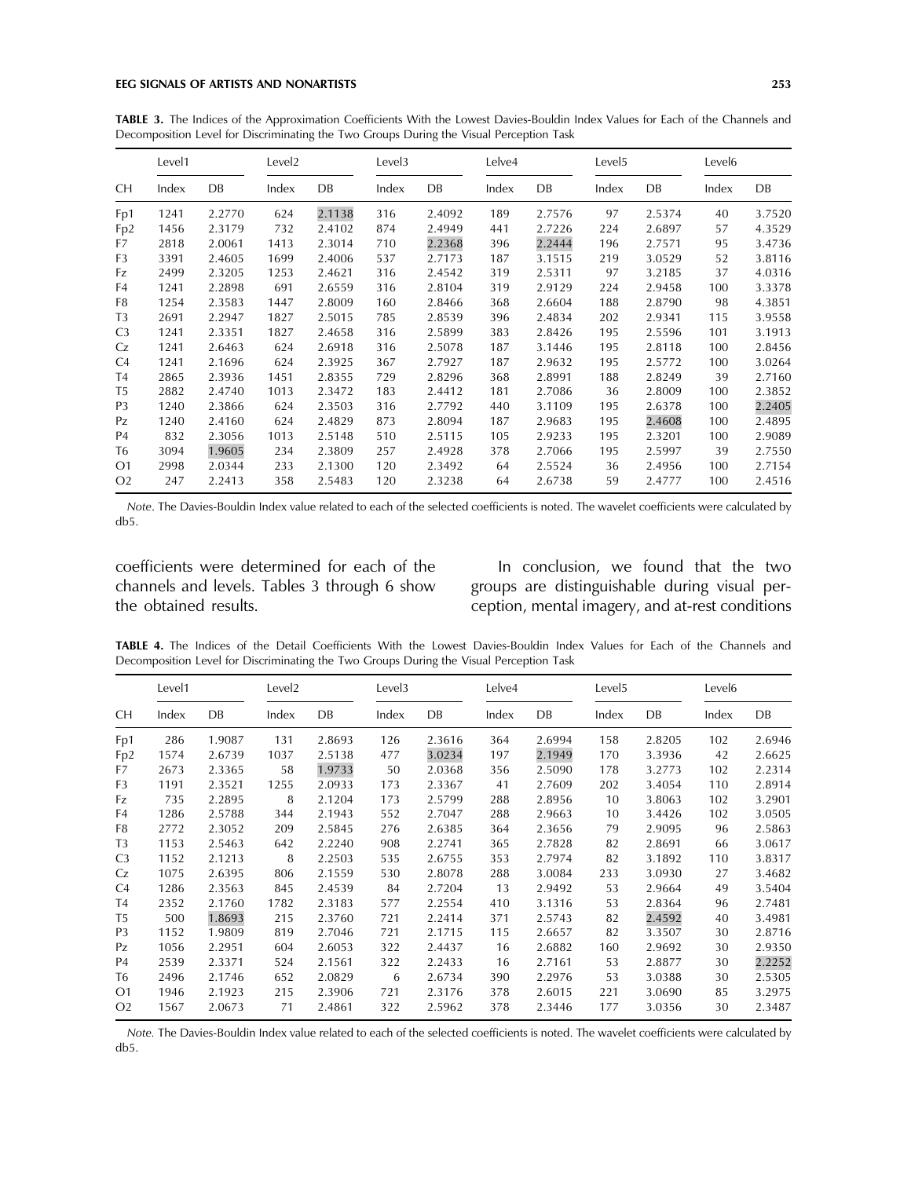**TABLE 3.** The Indices of the Approximation Coefficients With the Lowest Davies-Bouldin Index Values for Each of the Channels and Decomposition Level for Discriminating the Two Groups During the Visual Perception Task

| | Level1 | | Level2 | | Level3 | | Lelve4 | | Level5 | | Level6 | |
|---|---|---|---|---|---|---|---|---|---|---|---|---|
| CH | Index | DB | Index | DB | Index | DB | Index | DB | Index | DB | Index | DB |
| Fp1 | 1241 | 2.2770 | 624 | 2.1138 | 316 | 2.4092 | 189 | 2.7576 | 97 | 2.5374 | 40 | 3.7520 |
| Fp2 | 1456 | 2.3179 | 732 | 2.4102 | 874 | 2.4949 | 441 | 2.7226 | 224 | 2.6897 | 57 | 4.3529 |
| F7 | 2818 | 2.0061 | 1413 | 2.3014 | 710 | 2.2368 | 396 | 2.2444 | 196 | 2.7571 | 95 | 3.4736 |
| F3 | 3391 | 2.4605 | 1699 | 2.4006 | 537 | 2.7173 | 187 | 3.1515 | 219 | 3.0529 | 52 | 3.8116 |
| Fz | 2499 | 2.3205 | 1253 | 2.4621 | 316 | 2.4542 | 319 | 2.5311 | 97 | 3.2185 | 37 | 4.0316 |
| F4 | 1241 | 2.2898 | 691 | 2.6559 | 316 | 2.8104 | 319 | 2.9129 | 224 | 2.9458 | 100 | 3.3378 |
| F8 | 1254 | 2.3583 | 1447 | 2.8009 | 160 | 2.8466 | 368 | 2.6604 | 188 | 2.8790 | 98 | 4.3851 |
| T3 | 2691 | 2.2947 | 1827 | 2.5015 | 785 | 2.8539 | 396 | 2.4834 | 202 | 2.9341 | 115 | 3.9558 |
| C3 | 1241 | 2.3351 | 1827 | 2.4658 | 316 | 2.5899 | 383 | 2.8426 | 195 | 2.5596 | 101 | 3.1913 |
| Cz | 1241 | 2.6463 | 624 | 2.6918 | 316 | 2.5078 | 187 | 3.1446 | 195 | 2.8118 | 100 | 2.8456 |
| C4 | 1241 | 2.1696 | 624 | 2.3925 | 367 | 2.7927 | 187 | 2.9632 | 195 | 2.5772 | 100 | 3.0264 |
| T4 | 2865 | 2.3936 | 1451 | 2.8355 | 729 | 2.8296 | 368 | 2.8991 | 188 | 2.8249 | 39 | 2.7160 |
| T5 | 2882 | 2.4740 | 1013 | 2.3472 | 183 | 2.4412 | 181 | 2.7086 | 36 | 2.8009 | 100 | 2.3852 |
| P3 | 1240 | 2.3866 | 624 | 2.3503 | 316 | 2.7792 | 440 | 3.1109 | 195 | 2.6378 | 100 | 2.2405 |
| Pz | 1240 | 2.4160 | 624 | 2.4829 | 873 | 2.8094 | 187 | 2.9683 | 195 | 2.4608 | 100 | 2.4895 |
| P4 | 832 | 2.3056 | 1013 | 2.5148 | 510 | 2.5115 | 105 | 2.9233 | 195 | 2.3201 | 100 | 2.9089 |
| T6 | 3094 | 1.9605 | 234 | 2.3809 | 257 | 2.4928 | 378 | 2.7066 | 195 | 2.5997 | 39 | 2.7550 |
| O1 | 2998 | 2.0344 | 233 | 2.1300 | 120 | 2.3492 | 64 | 2.5524 | 36 | 2.4956 | 100 | 2.7154 |
| O2 | 247 | 2.2413 | 358 | 2.5483 | 120 | 2.3238 | 64 | 2.6738 | 59 | 2.4777 | 100 | 2.4516 |

*Note*. The Davies-Bouldin Index value related to each of the selected coefficients is noted. The wavelet coefficients were calculated by db5.

coefficients were determined for each of the channels and levels. Tables 3 through 6 show the obtained results.

In conclusion, we found that the two groups are distinguishable during visual perception, mental imagery, and at-rest conditions

**TABLE 4.** The Indices of the Detail Coefficients With the Lowest Davies-Bouldin Index Values for Each of the Channels and Decomposition Level for Discriminating the Two Groups During the Visual Perception Task

| | Level1 | | Level2 | | Level3 | | Lelve4 | | Level5 | | Level6 | |
|---|---|---|---|---|---|---|---|---|---|---|---|---|
| CH | Index | DB | Index | DB | Index | DB | Index | DB | Index | DB | Index | DB |
| Fp1 | 286 | 1.9087 | 131 | 2.8693 | 126 | 2.3616 | 364 | 2.6994 | 158 | 2.8205 | 102 | 2.6946 |
| Fp2 | 1574 | 2.6739 | 1037 | 2.5138 | 477 | 3.0234 | 197 | 2.1949 | 170 | 3.3936 | 42 | 2.6625 |
| F7 | 2673 | 2.3365 | 58 | 1.9733 | 50 | 2.0368 | 356 | 2.5090 | 178 | 3.2773 | 102 | 2.2314 |
| F3 | 1191 | 2.3521 | 1255 | 2.0933 | 173 | 2.3367 | 41 | 2.7609 | 202 | 3.4054 | 110 | 2.8914 |
| Fz | 735 | 2.2895 | 8 | 2.1204 | 173 | 2.5799 | 288 | 2.8956 | 10 | 3.8063 | 102 | 3.2901 |
| F4 | 1286 | 2.5788 | 344 | 2.1943 | 552 | 2.7047 | 288 | 2.9663 | 10 | 3.4426 | 102 | 3.0505 |
| F8 | 2772 | 2.3052 | 209 | 2.5845 | 276 | 2.6385 | 364 | 2.3656 | 79 | 2.9095 | 96 | 2.5863 |
| T3 | 1153 | 2.5463 | 642 | 2.2240 | 908 | 2.2741 | 365 | 2.7828 | 82 | 2.8691 | 66 | 3.0617 |
| C3 | 1152 | 2.1213 | 8 | 2.2503 | 535 | 2.6755 | 353 | 2.7974 | 82 | 3.1892 | 110 | 3.8317 |
| Cz | 1075 | 2.6395 | 806 | 2.1559 | 530 | 2.8078 | 288 | 3.0084 | 233 | 3.0930 | 27 | 3.4682 |
| C4 | 1286 | 2.3563 | 845 | 2.4539 | 84 | 2.7204 | 13 | 2.9492 | 53 | 2.9664 | 49 | 3.5404 |
| T4 | 2352 | 2.1760 | 1782 | 2.3183 | 577 | 2.2554 | 410 | 3.1316 | 53 | 2.8364 | 96 | 2.7481 |
| T5 | 500 | 1.8693 | 215 | 2.3760 | 721 | 2.2414 | 371 | 2.5743 | 82 | 2.4592 | 40 | 3.4981 |
| P3 | 1152 | 1.9809 | 819 | 2.7046 | 721 | 2.1715 | 115 | 2.6657 | 82 | 3.3507 | 30 | 2.8716 |
| Pz | 1056 | 2.2951 | 604 | 2.6053 | 322 | 2.4437 | 16 | 2.6882 | 160 | 2.9692 | 30 | 2.9350 |
| P4 | 2539 | 2.3371 | 524 | 2.1561 | 322 | 2.2433 | 16 | 2.7161 | 53 | 2.8877 | 30 | 2.2252 |
| T6 | 2496 | 2.1746 | 652 | 2.0829 | 6 | 2.6734 | 390 | 2.2976 | 53 | 3.0388 | 30 | 2.5305 |
| O1 | 1946 | 2.1923 | 215 | 2.3906 | 721 | 2.3176 | 378 | 2.6015 | 221 | 3.0690 | 85 | 3.2975 |
| O2 | 1567 | 2.0673 | 71 | 2.4861 | 322 | 2.5962 | 378 | 2.3446 | 177 | 3.0356 | 30 | 2.3487 |

*Note.* The Davies-Bouldin Index value related to each of the selected coefficients is noted. The wavelet coefficients were calculated by db5.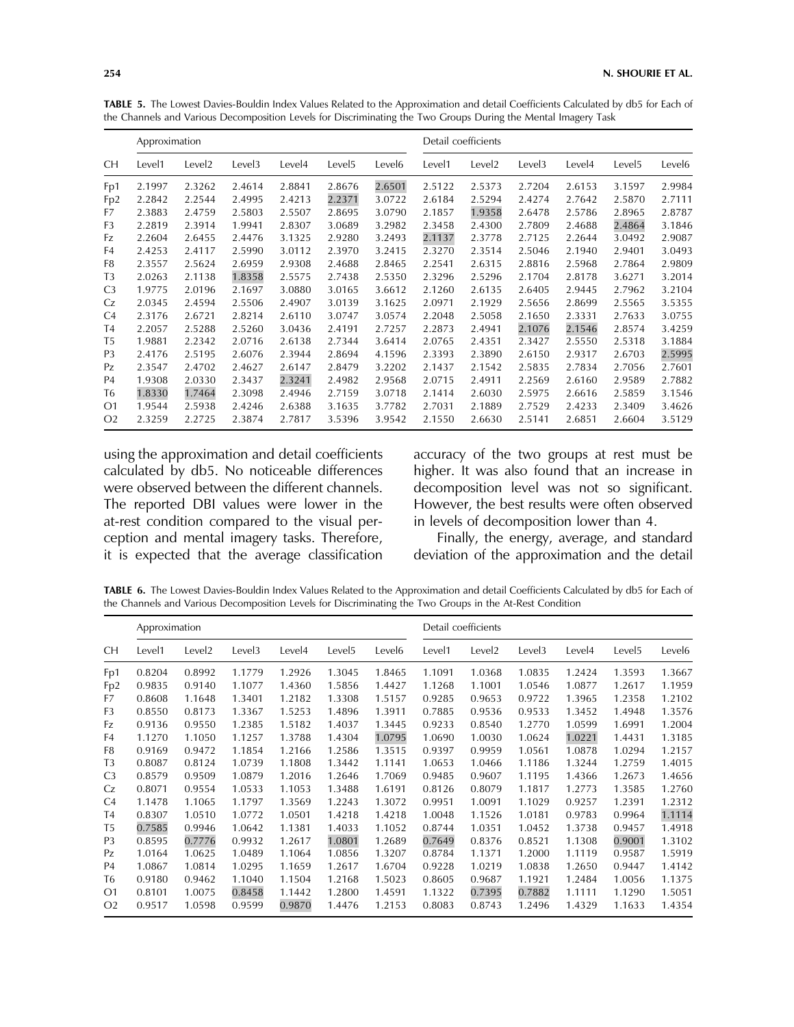**TABLE 5.** The Lowest Davies-Bouldin Index Values Related to the Approximation and detail Coefficients Calculated by db5 for Each of the Channels and Various Decomposition Levels for Discriminating the Two Groups During the Mental Imagery Task

| | Approximation | | | | | | Detail coefficients | | | | | |
|---|---|---|---|---|---|---|---|---|---|---|---|---|
| CH | Level1 | Level2 | Level3 | Level4 | Level5 | Level6 | Level1 | Level2 | Level3 | Level4 | Level5 | Level6 |
| Fp1 | 2.1997 | 2.3262 | 2.4614 | 2.8841 | 2.8676 | 2.6501 | 2.5122 | 2.5373 | 2.7204 | 2.6153 | 3.1597 | 2.9984 |
| Fp2 | 2.2842 | 2.2544 | 2.4995 | 2.4213 | 2.2371 | 3.0722 | 2.6184 | 2.5294 | 2.4274 | 2.7642 | 2.5870 | 2.7111 |
| F7 | 2.3883 | 2.4759 | 2.5803 | 2.5507 | 2.8695 | 3.0790 | 2.1857 | 1.9358 | 2.6478 | 2.5786 | 2.8965 | 2.8787 |
| F3 | 2.2819 | 2.3914 | 1.9941 | 2.8307 | 3.0689 | 3.2982 | 2.3458 | 2.4300 | 2.7809 | 2.4688 | 2.4864 | 3.1846 |
| Fz | 2.2604 | 2.6455 | 2.4476 | 3.1325 | 2.9280 | 3.2493 | 2.1137 | 2.3778 | 2.7125 | 2.2644 | 3.0492 | 2.9087 |
| F4 | 2.4253 | 2.4117 | 2.5990 | 3.0112 | 2.3970 | 3.2415 | 2.3270 | 2.3514 | 2.5046 | 2.1940 | 2.9401 | 3.0493 |
| F8 | 2.3557 | 2.5624 | 2.6959 | 2.9308 | 2.4688 | 2.8465 | 2.2541 | 2.6315 | 2.8816 | 2.5968 | 2.7864 | 2.9809 |
| T3 | 2.0263 | 2.1138 | 1.8358 | 2.5575 | 2.7438 | 2.5350 | 2.3296 | 2.5296 | 2.1704 | 2.8178 | 3.6271 | 3.2014 |
| C3 | 1.9775 | 2.0196 | 2.1697 | 3.0880 | 3.0165 | 3.6612 | 2.1260 | 2.6135 | 2.6405 | 2.9445 | 2.7962 | 3.2104 |
| Cz | 2.0345 | 2.4594 | 2.5506 | 2.4907 | 3.0139 | 3.1625 | 2.0971 | 2.1929 | 2.5656 | 2.8699 | 2.5565 | 3.5355 |
| C4 | 2.3176 | 2.6721 | 2.8214 | 2.6110 | 3.0747 | 3.0574 | 2.2048 | 2.5058 | 2.1650 | 2.3331 | 2.7633 | 3.0755 |
| T4 | 2.2057 | 2.5288 | 2.5260 | 3.0436 | 2.4191 | 2.7257 | 2.2873 | 2.4941 | 2.1076 | 2.1546 | 2.8574 | 3.4259 |
| T5 | 1.9881 | 2.2342 | 2.0716 | 2.6138 | 2.7344 | 3.6414 | 2.0765 | 2.4351 | 2.3427 | 2.5550 | 2.5318 | 3.1884 |
| P3 | 2.4176 | 2.5195 | 2.6076 | 2.3944 | 2.8694 | 4.1596 | 2.3393 | 2.3890 | 2.6150 | 2.9317 | 2.6703 | 2.5995 |
| Pz | 2.3547 | 2.4702 | 2.4627 | 2.6147 | 2.8479 | 3.2202 | 2.1437 | 2.1542 | 2.5835 | 2.7834 | 2.7056 | 2.7601 |
| P4 | 1.9308 | 2.0330 | 2.3437 | 2.3241 | 2.4982 | 2.9568 | 2.0715 | 2.4911 | 2.2569 | 2.6160 | 2.9589 | 2.7882 |
| T6 | 1.8330 | 1.7464 | 2.3098 | 2.4946 | 2.7159 | 3.0718 | 2.1414 | 2.6030 | 2.5975 | 2.6616 | 2.5859 | 3.1546 |
| O1 | 1.9544 | 2.5938 | 2.4246 | 2.6388 | 3.1635 | 3.7782 | 2.7031 | 2.1889 | 2.7529 | 2.4233 | 2.3409 | 3.4626 |
| O2 | 2.3259 | 2.2725 | 2.3874 | 2.7817 | 3.5396 | 3.9542 | 2.1550 | 2.6630 | 2.5141 | 2.6851 | 2.6604 | 3.5129 |

using the approximation and detail coefficients calculated by db5. No noticeable differences were observed between the different channels. The reported DBI values were lower in the at-rest condition compared to the visual perception and mental imagery tasks. Therefore, it is expected that the average classification accuracy of the two groups at rest must be higher. It was also found that an increase in decomposition level was not so significant. However, the best results were often observed in levels of decomposition lower than 4.

Finally, the energy, average, and standard deviation of the approximation and the detail

**TABLE 6.** The Lowest Davies-Bouldin Index Values Related to the Approximation and detail Coefficients Calculated by db5 for Each of the Channels and Various Decomposition Levels for Discriminating the Two Groups in the At-Rest Condition

| | Approximation | | | | | | Detail coefficients | | | | | |
|---|---|---|---|---|---|---|---|---|---|---|---|---|
| CH | Level1 | Level2 | Level3 | Level4 | Level5 | Level6 | Level1 | Level2 | Level3 | Level4 | Level5 | Level6 |
| Fp1 | 0.8204 | 0.8992 | 1.1779 | 1.2926 | 1.3045 | 1.8465 | 1.1091 | 1.0368 | 1.0835 | 1.2424 | 1.3593 | 1.3667 |
| Fp2 | 0.9835 | 0.9140 | 1.1077 | 1.4360 | 1.5856 | 1.4427 | 1.1268 | 1.1001 | 1.0546 | 1.0877 | 1.2617 | 1.1959 |
| F7 | 0.8608 | 1.1648 | 1.3401 | 1.2182 | 1.3308 | 1.5157 | 0.9285 | 0.9653 | 0.9722 | 1.3965 | 1.2358 | 1.2102 |
| F3 | 0.8550 | 0.8173 | 1.3367 | 1.5253 | 1.4896 | 1.3911 | 0.7885 | 0.9536 | 0.9533 | 1.3452 | 1.4948 | 1.3576 |
| Fz | 0.9136 | 0.9550 | 1.2385 | 1.5182 | 1.4037 | 1.3445 | 0.9233 | 0.8540 | 1.2770 | 1.0599 | 1.6991 | 1.2004 |
| F4 | 1.1270 | 1.1050 | 1.1257 | 1.3788 | 1.4304 | 1.0795 | 1.0690 | 1.0030 | 1.0624 | 1.0221 | 1.4431 | 1.3185 |
| F8 | 0.9169 | 0.9472 | 1.1854 | 1.2166 | 1.2586 | 1.3515 | 0.9397 | 0.9959 | 1.0561 | 1.0878 | 1.0294 | 1.2157 |
| T3 | 0.8087 | 0.8124 | 1.0739 | 1.1808 | 1.3442 | 1.1141 | 1.0653 | 1.0466 | 1.1186 | 1.3244 | 1.2759 | 1.4015 |
| C3 | 0.8579 | 0.9509 | 1.0879 | 1.2016 | 1.2646 | 1.7069 | 0.9485 | 0.9607 | 1.1195 | 1.4366 | 1.2673 | 1.4656 |
| Cz | 0.8071 | 0.9554 | 1.0533 | 1.1053 | 1.3488 | 1.6191 | 0.8126 | 0.8079 | 1.1817 | 1.2773 | 1.3585 | 1.2760 |
| C4 | 1.1478 | 1.1065 | 1.1797 | 1.3569 | 1.2243 | 1.3072 | 0.9951 | 1.0091 | 1.1029 | 0.9257 | 1.2391 | 1.2312 |
| T4 | 0.8307 | 1.0510 | 1.0772 | 1.0501 | 1.4218 | 1.4218 | 1.0048 | 1.1526 | 1.0181 | 0.9783 | 0.9964 | 1.1114 |
| T5 | 0.7585 | 0.9946 | 1.0642 | 1.1381 | 1.4033 | 1.1052 | 0.8744 | 1.0351 | 1.0452 | 1.3738 | 0.9457 | 1.4918 |
| P3 | 0.8595 | 0.7776 | 0.9932 | 1.2617 | 1.0801 | 1.2689 | 0.7649 | 0.8376 | 0.8521 | 1.1308 | 0.9001 | 1.3102 |
| Pz | 1.0164 | 1.0625 | 1.0489 | 1.1064 | 1.0856 | 1.3207 | 0.8784 | 1.1371 | 1.2000 | 1.1119 | 0.9587 | 1.5919 |
| P4 | 1.0867 | 1.0814 | 1.0295 | 1.1659 | 1.2617 | 1.6704 | 0.9228 | 1.0219 | 1.0838 | 1.2650 | 0.9447 | 1.4142 |
| T6 | 0.9180 | 0.9462 | 1.1040 | 1.1504 | 1.2168 | 1.5023 | 0.8605 | 0.9687 | 1.1921 | 1.2484 | 1.0056 | 1.1375 |
| O1 | 0.8101 | 1.0075 | 0.8458 | 1.1442 | 1.2800 | 1.4591 | 1.1322 | 0.7395 | 0.7882 | 1.1111 | 1.1290 | 1.5051 |
| O2 | 0.9517 | 1.0598 | 0.9599 | 0.9870 | 1.4476 | 1.2153 | 0.8083 | 0.8743 | 1.2496 | 1.4329 | 1.1633 | 1.4354 |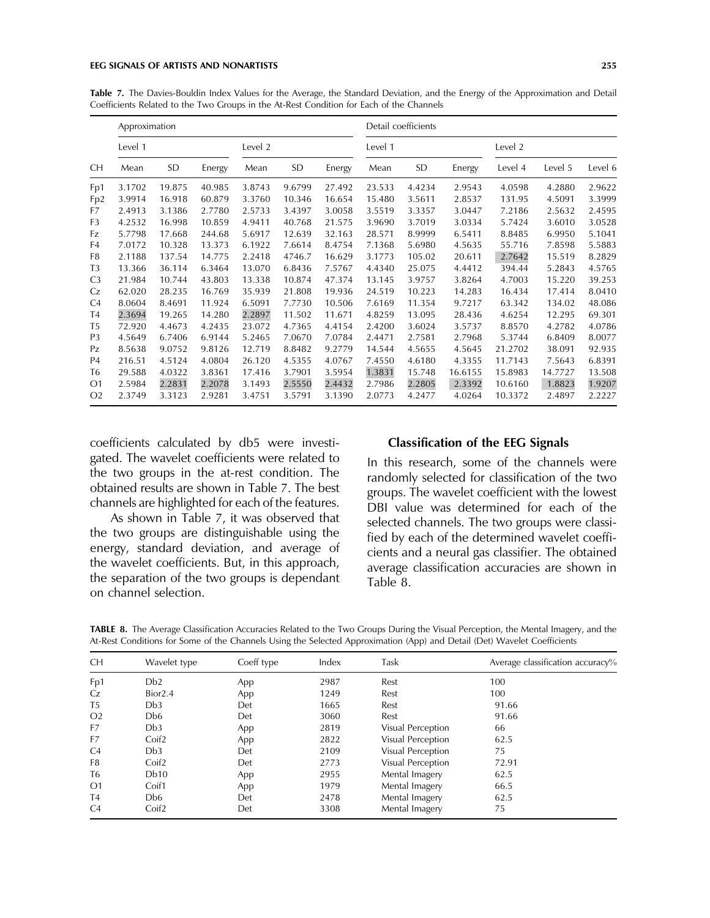**Table 7.** The Davies-Bouldin Index Values for the Average, the Standard Deviation, and the Energy of the Approximation and Detail Coefficients Related to the Two Groups in the At-Rest Condition for Each of the Channels

| | Approximation | | | | | | Detail coefficients | | | | | |
|---|---|---|---|---|---|---|---|---|---|---|---|---|
| | Level 1 | | | Level 2 | | | Level 1 | | | Level 2 | | |
| CH | Mean | SD | Energy | Mean | SD | Energy | Mean | SD | Energy | Level 4 | Level 5 | Level 6 |
| Fp1 | 3.1702 | 19.875 | 40.985 | 3.8743 | 9.6799 | 27.492 | 23.533 | 4.4234 | 2.9543 | 4.0598 | 4.2880 | 2.9622 |
| Fp2 | 3.9914 | 16.918 | 60.879 | 3.3760 | 10.346 | 16.654 | 15.480 | 3.5611 | 2.8537 | 131.95 | 4.5091 | 3.3999 |
| F7 | 2.4913 | 3.1386 | 2.7780 | 2.5733 | 3.4397 | 3.0058 | 3.5519 | 3.3357 | 3.0447 | 7.2186 | 2.5632 | 2.4595 |
| F3 | 4.2532 | 16.998 | 10.859 | 4.9411 | 40.768 | 21.575 | 3.9690 | 3.7019 | 3.0334 | 5.7424 | 3.6010 | 3.0528 |
| Fz | 5.7798 | 17.668 | 244.68 | 5.6917 | 12.639 | 32.163 | 28.571 | 8.9999 | 6.5411 | 8.8485 | 6.9950 | 5.1041 |
| F4 | 7.0172 | 10.328 | 13.373 | 6.1922 | 7.6614 | 8.4754 | 7.1368 | 5.6980 | 4.5635 | 55.716 | 7.8598 | 5.5883 |
| F8 | 2.1188 | 137.54 | 14.775 | 2.2418 | 4746.7 | 16.629 | 3.1773 | 105.02 | 20.611 | 2.7642 | 15.519 | 8.2829 |
| T3 | 13.366 | 36.114 | 6.3464 | 13.070 | 6.8436 | 7.5767 | 4.4340 | 25.075 | 4.4412 | 394.44 | 5.2843 | 4.5765 |
| C3 | 21.984 | 10.744 | 43.803 | 13.338 | 10.874 | 47.374 | 13.145 | 3.9757 | 3.8264 | 4.7003 | 15.220 | 39.253 |
| Cz | 62.020 | 28.235 | 16.769 | 35.939 | 21.808 | 19.936 | 24.519 | 10.223 | 14.283 | 16.434 | 17.414 | 8.0410 |
| C4 | 8.0604 | 8.4691 | 11.924 | 6.5091 | 7.7730 | 10.506 | 7.6169 | 11.354 | 9.7217 | 63.342 | 134.02 | 48.086 |
| T4 | 2.3694 | 19.265 | 14.280 | 2.2897 | 11.502 | 11.671 | 4.8259 | 13.095 | 28.436 | 4.6254 | 12.295 | 69.301 |
| T5 | 72.920 | 4.4673 | 4.2435 | 23.072 | 4.7365 | 4.4154 | 2.4200 | 3.6024 | 3.5737 | 8.8570 | 4.2782 | 4.0786 |
| P3 | 4.5649 | 6.7406 | 6.9144 | 5.2465 | 7.0670 | 7.0784 | 2.4471 | 2.7581 | 2.7968 | 5.3744 | 6.8409 | 8.0077 |
| Pz | 8.5638 | 9.0752 | 9.8126 | 12.719 | 8.8482 | 9.2779 | 14.544 | 4.5655 | 4.5645 | 21.2702 | 38.091 | 92.935 |
| P4 | 216.51 | 4.5124 | 4.0804 | 26.120 | 4.5355 | 4.0767 | 7.4550 | 4.6180 | 4.3355 | 11.7143 | 7.5643 | 6.8391 |
| T6 | 29.588 | 4.0322 | 3.8361 | 17.416 | 3.7901 | 3.5954 | 1.3831 | 15.748 | 16.6155 | 15.8983 | 14.7727 | 13.508 |
| O1 | 2.5984 | 2.2831 | 2.2078 | 3.1493 | 2.5550 | 2.4432 | 2.7986 | 2.2805 | 2.3392 | 10.6160 | 1.8823 | 1.9207 |
| O2 | 2.3749 | 3.3123 | 2.9281 | 3.4751 | 3.5791 | 3.1390 | 2.0773 | 4.2477 | 4.0264 | 10.3372 | 2.4897 | 2.2227 |

coefficients calculated by db5 were investigated. The wavelet coefficients were related to the two groups in the at-rest condition. The obtained results are shown in Table 7. The best channels are highlighted for each of the features.

As shown in Table 7, it was observed that the two groups are distinguishable using the energy, standard deviation, and average of the wavelet coefficients. But, in this approach, the separation of the two groups is dependant on channel selection.

## Classification of the EEG Signals

In this research, some of the channels were randomly selected for classification of the two groups. The wavelet coefficient with the lowest DBI value was determined for each of the selected channels. The two groups were classified by each of the determined wavelet coefficients and a neural gas classifier. The obtained average classification accuracies are shown in Table 8.

**TABLE 8.** The Average Classification Accuracies Related to the Two Groups During the Visual Perception, the Mental Imagery, and the At-Rest Conditions for Some of the Channels Using the Selected Approximation (App) and Detail (Det) Wavelet Coefficients

| CH | Wavelet type | Coeff type | Index | Task | Average classification accuracy% |
|---|---|---|---|---|---|
| Fp1 | Db2 | App | 2987 | Rest | 100 |
| Cz | Bior2.4 | App | 1249 | Rest | 100 |
| T5 | Db3 | Det | 1665 | Rest | 91.66 |
| O2 | Db6 | Det | 3060 | Rest | 91.66 |
| F7 | Db3 | App | 2819 | Visual Perception | 66 |
| F7 | Coif2 | App | 2822 | Visual Perception | 62.5 |
| C4 | Db3 | Det | 2109 | Visual Perception | 75 |
| F8 | Coif2 | Det | 2773 | Visual Perception | 72.91 |
| T6 | Db10 | App | 2955 | Mental Imagery | 62.5 |
| O1 | Coif1 | App | 1979 | Mental Imagery | 66.5 |
| T4 | Db6 | Det | 2478 | Mental Imagery | 62.5 |
| C4 | Coif2 | Det | 3308 | Mental Imagery | 75 |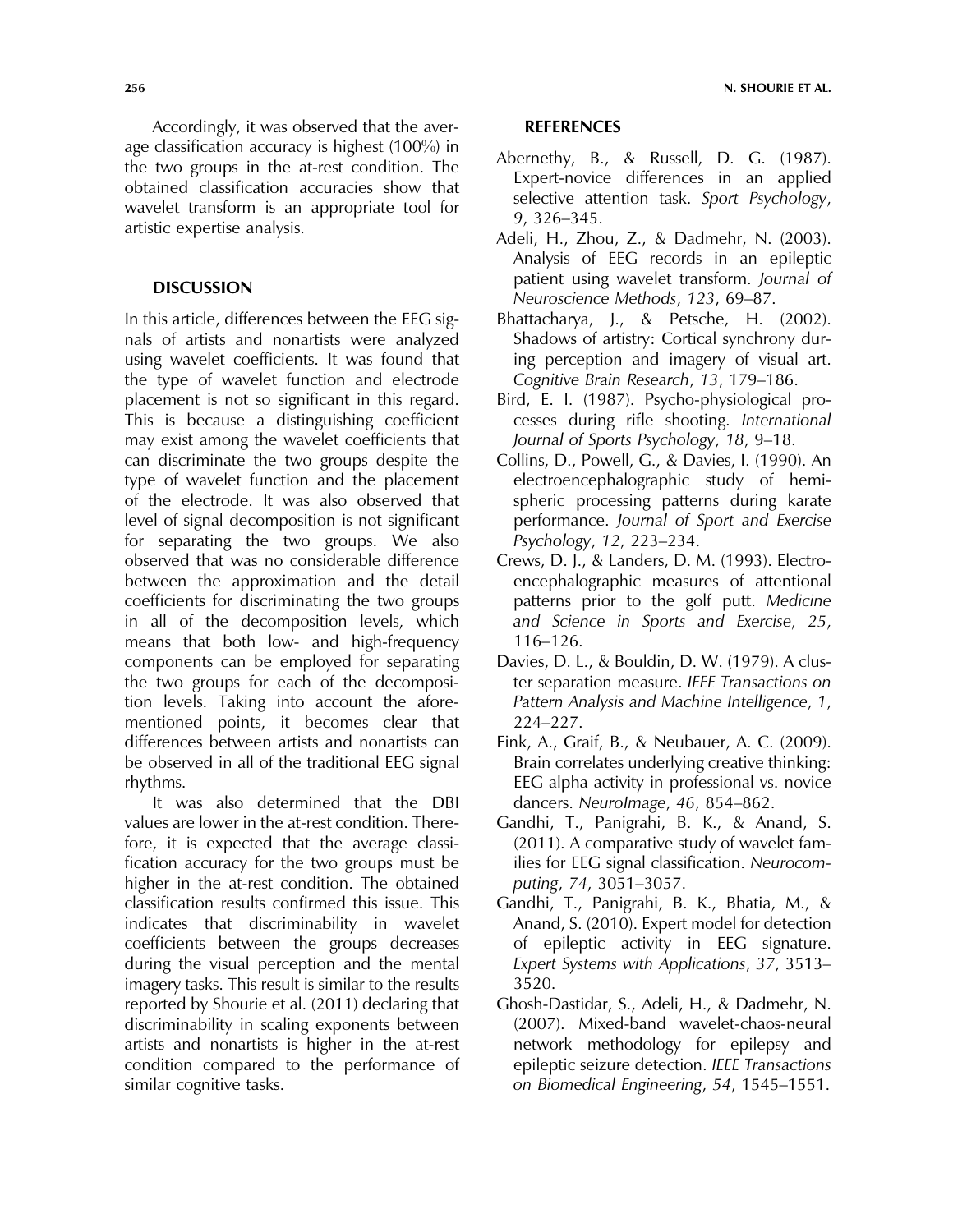Accordingly, it was observed that the average classification accuracy is highest (100%) in the two groups in the at-rest condition. The obtained classification accuracies show that wavelet transform is an appropriate tool for artistic expertise analysis.

## DISCUSSION

In this article, differences between the EEG signals of artists and nonartists were analyzed using wavelet coefficients. It was found that the type of wavelet function and electrode placement is not so significant in this regard. This is because a distinguishing coefficient may exist among the wavelet coefficients that can discriminate the two groups despite the type of wavelet function and the placement of the electrode. It was also observed that level of signal decomposition is not significant for separating the two groups. We also observed that was no considerable difference between the approximation and the detail coefficients for discriminating the two groups in all of the decomposition levels, which means that both low- and high-frequency components can be employed for separating the two groups for each of the decomposition levels. Taking into account the aforementioned points, it becomes clear that differences between artists and nonartists can be observed in all of the traditional EEG signal rhythms.

It was also determined that the DBI values are lower in the at-rest condition. Therefore, it is expected that the average classification accuracy for the two groups must be higher in the at-rest condition. The obtained classification results confirmed this issue. This indicates that discriminability in wavelet coefficients between the groups decreases during the visual perception and the mental imagery tasks. This result is similar to the results reported by Shourie et al. (2011) declaring that discriminability in scaling exponents between artists and nonartists is higher in the at-rest condition compared to the performance of similar cognitive tasks.

## REFERENCES

Abernethy, B., & Russell, D. G. (1987). Expert-novice differences in an applied selective attention task. *Sport Psychology*, *9*, 326–345.

Adeli, H., Zhou, Z., & Dadmehr, N. (2003). Analysis of EEG records in an epileptic patient using wavelet transform. *Journal of Neuroscience Methods*, *123*, 69–87.

Bhattacharya, J., & Petsche, H. (2002). Shadows of artistry: Cortical synchrony during perception and imagery of visual art. *Cognitive Brain Research*, *13*, 179–186.

Bird, E. I. (1987). Psycho-physiological processes during rifle shooting. *International Journal of Sports Psychology*, *18*, 9–18.

Collins, D., Powell, G., & Davies, I. (1990). An electroencephalographic study of hemispheric processing patterns during karate performance. *Journal of Sport and Exercise Psychology*, *12*, 223–234.

Crews, D. J., & Landers, D. M. (1993). Electroencephalographic measures of attentional patterns prior to the golf putt. *Medicine and Science in Sports and Exercise*, *25*, 116–126.

Davies, D. L., & Bouldin, D. W. (1979). A cluster separation measure. *IEEE Transactions on Pattern Analysis and Machine Intelligence*, *1*, 224–227.

Fink, A., Graif, B., & Neubauer, A. C. (2009). Brain correlates underlying creative thinking: EEG alpha activity in professional vs. novice dancers. *NeuroImage*, *46*, 854–862.

Gandhi, T., Panigrahi, B. K., & Anand, S. (2011). A comparative study of wavelet families for EEG signal classification. *Neurocomputing*, *74*, 3051–3057.

Gandhi, T., Panigrahi, B. K., Bhatia, M., & Anand, S. (2010). Expert model for detection of epileptic activity in EEG signature. *Expert Systems with Applications*, *37*, 3513–3520.

Ghosh-Dastidar, S., Adeli, H., & Dadmehr, N. (2007). Mixed-band wavelet-chaos-neural network methodology for epilepsy and epileptic seizure detection. *IEEE Transactions on Biomedical Engineering*, *54*, 1545–1551.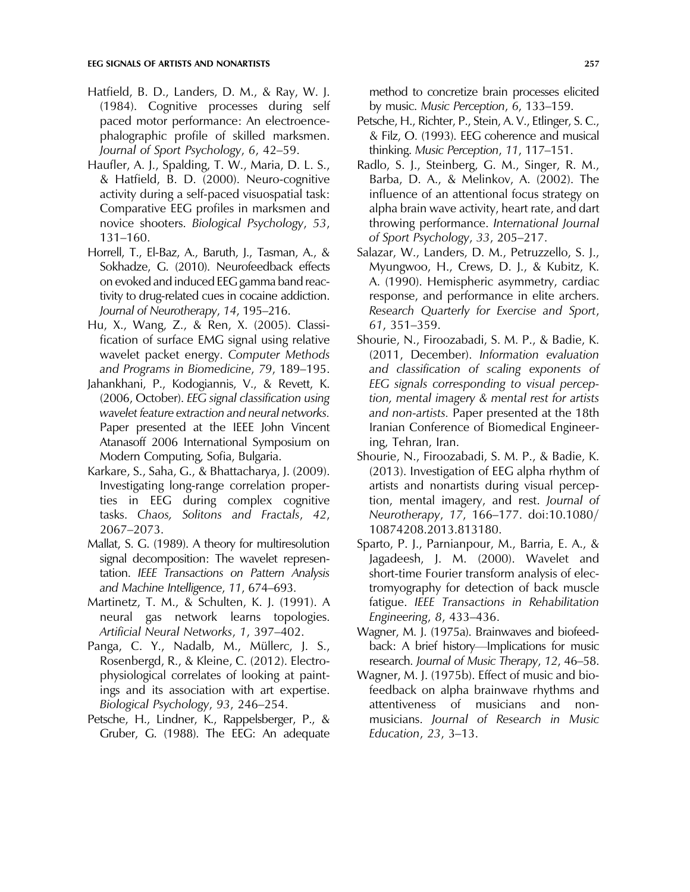Hatfield, B. D., Landers, D. M., & Ray, W. J. (1984). Cognitive processes during self paced motor performance: An electroencephalographic profile of skilled marksmen. *Journal of Sport Psychology*, *6*, 42–59.

Haufler, A. J., Spalding, T. W., Maria, D. L. S., & Hatfield, B. D. (2000). Neuro-cognitive activity during a self-paced visuospatial task: Comparative EEG profiles in marksmen and novice shooters. *Biological Psychology*, *53*, 131–160.

Horrell, T., El-Baz, A., Baruth, J., Tasman, A., & Sokhadze, G. (2010). Neurofeedback effects on evoked and induced EEG gamma band reactivity to drug-related cues in cocaine addiction. *Journal of Neurotherapy*, *14*, 195–216.

Hu, X., Wang, Z., & Ren, X. (2005). Classification of surface EMG signal using relative wavelet packet energy. *Computer Methods and Programs in Biomedicine*, *79*, 189–195.

Jahankhani, P., Kodogiannis, V., & Revett, K. (2006, October). *EEG signal classification using wavelet feature extraction and neural networks.* Paper presented at the IEEE John Vincent Atanasoff 2006 International Symposium on Modern Computing, Sofia, Bulgaria.

Karkare, S., Saha, G., & Bhattacharya, J. (2009). Investigating long-range correlation properties in EEG during complex cognitive tasks. *Chaos, Solitons and Fractals*, *42*, 2067–2073.

Mallat, S. G. (1989). A theory for multiresolution signal decomposition: The wavelet representation. *IEEE Transactions on Pattern Analysis and Machine Intelligence*, *11*, 674–693.

Martinetz, T. M., & Schulten, K. J. (1991). A neural gas network learns topologies. *Artificial Neural Networks*, *1*, 397–402.

Panga, C. Y., Nadalb, M., Müllerc, J. S., Rosenbergd, R., & Kleine, C. (2012). Electrophysiological correlates of looking at paintings and its association with art expertise. *Biological Psychology*, *93*, 246–254.

Petsche, H., Lindner, K., Rappelsberger, P., & Gruber, G. (1988). The EEG: An adequate method to concretize brain processes elicited by music. *Music Perception*, *6*, 133–159.

Petsche, H., Richter, P., Stein, A. V., Etlinger, S. C., & Filz, O. (1993). EEG coherence and musical thinking. *Music Perception*, *11*, 117–151.

Radlo, S. J., Steinberg, G. M., Singer, R. M., Barba, D. A., & Melinkov, A. (2002). The influence of an attentional focus strategy on alpha brain wave activity, heart rate, and dart throwing performance. *International Journal of Sport Psychology*, *33*, 205–217.

Salazar, W., Landers, D. M., Petruzzello, S. J., Myungwoo, H., Crews, D. J., & Kubitz, K. A. (1990). Hemispheric asymmetry, cardiac response, and performance in elite archers. *Research Quarterly for Exercise and Sport*, *61*, 351–359.

Shourie, N., Firoozabadi, S. M. P., & Badie, K. (2011, December). *Information evaluation and classification of scaling exponents of EEG signals corresponding to visual perception, mental imagery & mental rest for artists and non-artists.* Paper presented at the 18th Iranian Conference of Biomedical Engineering, Tehran, Iran.

Shourie, N., Firoozabadi, S. M. P., & Badie, K. (2013). Investigation of EEG alpha rhythm of artists and nonartists during visual perception, mental imagery, and rest. *Journal of Neurotherapy*, *17*, 166–177. doi:10.1080/10874208.2013.813180.

Sparto, P. J., Parnianpour, M., Barria, E. A., & Jagadeesh, J. M. (2000). Wavelet and short-time Fourier transform analysis of electromyography for detection of back muscle fatigue. *IEEE Transactions in Rehabilitation Engineering*, *8*, 433–436.

Wagner, M. J. (1975a). Brainwaves and biofeedback: A brief history—Implications for music research. *Journal of Music Therapy*, *12*, 46–58.

Wagner, M. J. (1975b). Effect of music and biofeedback on alpha brainwave rhythms and attentiveness of musicians and nonmusicians. *Journal of Research in Music Education*, *23*, 3–13.